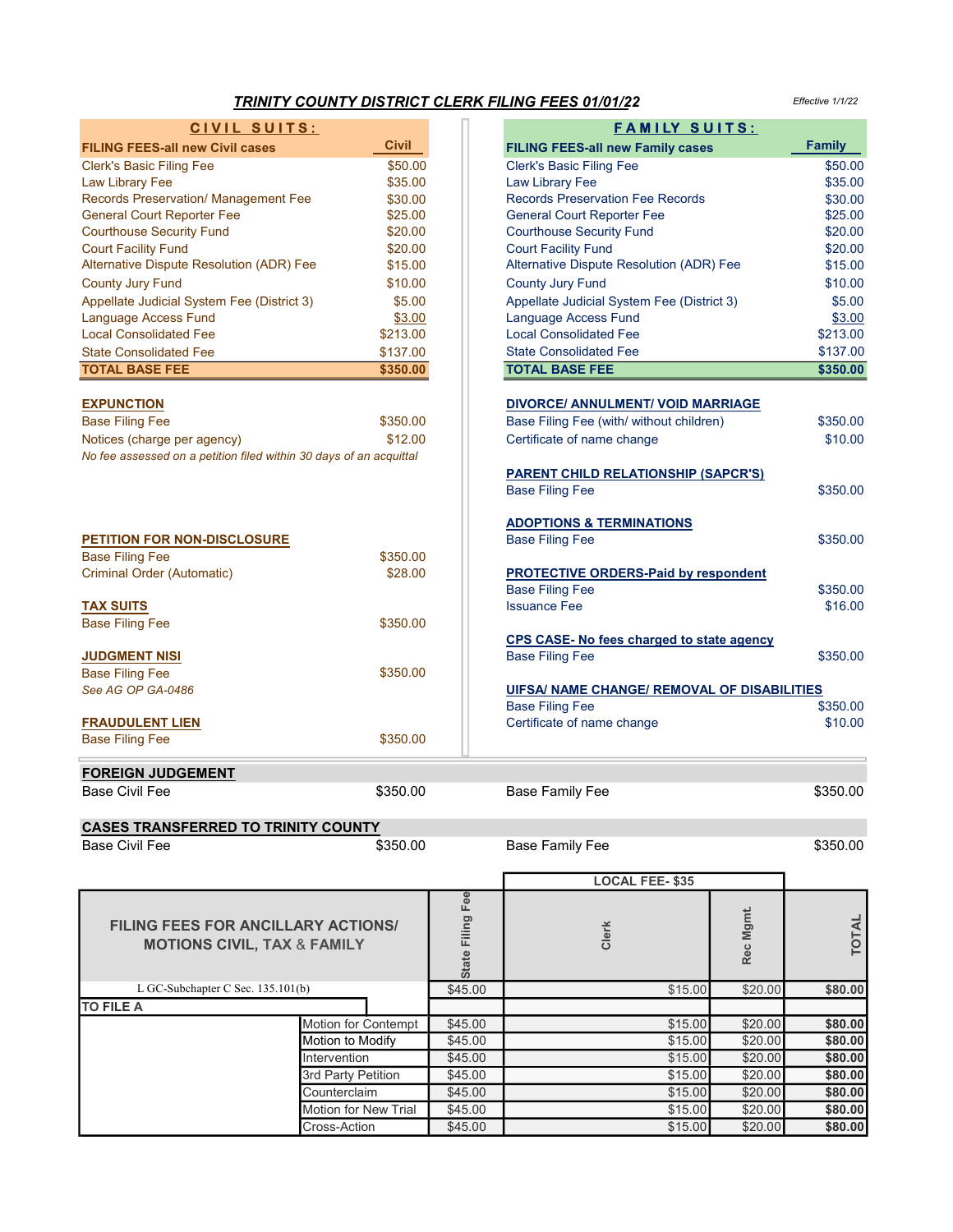# TRINITY COUNTY DISTRICT CLERK FILING FEES 01/01/22

*Effective 1/1/22*

## CIVIL SUITS:

| FILING FEES-all new Civil cases | Civil |
|---|---|
| Clerk's Basic Filing Fee | $50.00 |
| Law Library Fee | $35.00 |
| Records Preservation/ Management Fee | $30.00 |
| General Court Reporter Fee | $25.00 |
| Courthouse Security Fund | $20.00 |
| Court Facility Fund | $20.00 |
| Alternative Dispute Resolution (ADR) Fee | $15.00 |
| County Jury Fund | $10.00 |
| Appellate Judicial System Fee (District 3) | $5.00 |
| Language Access Fund | $3.00 |
| Local Consolidated Fee | $213.00 |
| State Consolidated Fee | $137.00 |
| **TOTAL BASE FEE** | **$350.00** |

**EXPUNCTION**

| | |
|---|---|
| Base Filing Fee | $350.00 |
| Notices (charge per agency) | $12.00 |

*No fee assessed on a petition filed within 30 days of an acquittal*

**PETITION FOR NON-DISCLOSURE**

| | |
|---|---|
| Base Filing Fee | $350.00 |
| Criminal Order (Automatic) | $28.00 |

**TAX SUITS**

| | |
|---|---|
| Base Filing Fee | $350.00 |

**JUDGMENT NISI**

| | |
|---|---|
| Base Filing Fee | $350.00 |

*See AG OP GA-0486*

**FRAUDULENT LIEN**

| | |
|---|---|
| Base Filing Fee | $350.00 |

## FAMILY SUITS:

| FILING FEES-all new Family cases | Family |
|---|---|
| Clerk's Basic Filing Fee | $50.00 |
| Law Library Fee | $35.00 |
| Records Preservation Fee Records | $30.00 |
| General Court Reporter Fee | $25.00 |
| Courthouse Security Fund | $20.00 |
| Court Facility Fund | $20.00 |
| Alternative Dispute Resolution (ADR) Fee | $15.00 |
| County Jury Fund | $10.00 |
| Appellate Judicial System Fee (District 3) | $5.00 |
| Language Access Fund | $3.00 |
| Local Consolidated Fee | $213.00 |
| State Consolidated Fee | $137.00 |
| **TOTAL BASE FEE** | **$350.00** |

**DIVORCE/ ANNULMENT/ VOID MARRIAGE**

| | |
|---|---|
| Base Filing Fee (with/ without children) | $350.00 |
| Certificate of name change | $10.00 |

**PARENT CHILD RELATIONSHIP (SAPCR'S)**

| | |
|---|---|
| Base Filing Fee | $350.00 |

**ADOPTIONS & TERMINATIONS**

| | |
|---|---|
| Base Filing Fee | $350.00 |

**PROTECTIVE ORDERS-Paid by respondent**

| | |
|---|---|
| Base Filing Fee | $350.00 |
| Issuance Fee | $16.00 |

**CPS CASE- No fees charged to state agency**

| | |
|---|---|
| Base Filing Fee | $350.00 |

**UIFSA/ NAME CHANGE/ REMOVAL OF DISABILITIES**

| | |
|---|---|
| Base Filing Fee | $350.00 |
| Certificate of name change | $10.00 |

## FOREIGN JUDGEMENT

| | | | |
|---|---|---|---|
| Base Civil Fee | $350.00 | Base Family Fee | $350.00 |

## CASES TRANSFERRED TO TRINITY COUNTY

| | | | |
|---|---|---|---|
| Base Civil Fee | $350.00 | Base Family Fee | $350.00 |

## FILING FEES FOR ANCILLARY ACTIONS/ MOTIONS CIVIL, TAX & FAMILY

| | | State Filing Fee | LOCAL FEE- $35: Clerk | LOCAL FEE- $35: Rec Mgmt. | TOTAL |
|---|---|---|---|---|---|
| L GC-Subchapter C Sec. 135.101(b) | | $45.00 | $15.00 | $20.00 | **$80.00** |
| **TO FILE A** | | | | | |
| | Motion for Contempt | $45.00 | $15.00 | $20.00 | **$80.00** |
| | Motion to Modify | $45.00 | $15.00 | $20.00 | **$80.00** |
| | Intervention | $45.00 | $15.00 | $20.00 | **$80.00** |
| | 3rd Party Petition | $45.00 | $15.00 | $20.00 | **$80.00** |
| | Counterclaim | $45.00 | $15.00 | $20.00 | **$80.00** |
| | Motion for New Trial | $45.00 | $15.00 | $20.00 | **$80.00** |
| | Cross-Action | $45.00 | $15.00 | $20.00 | **$80.00** |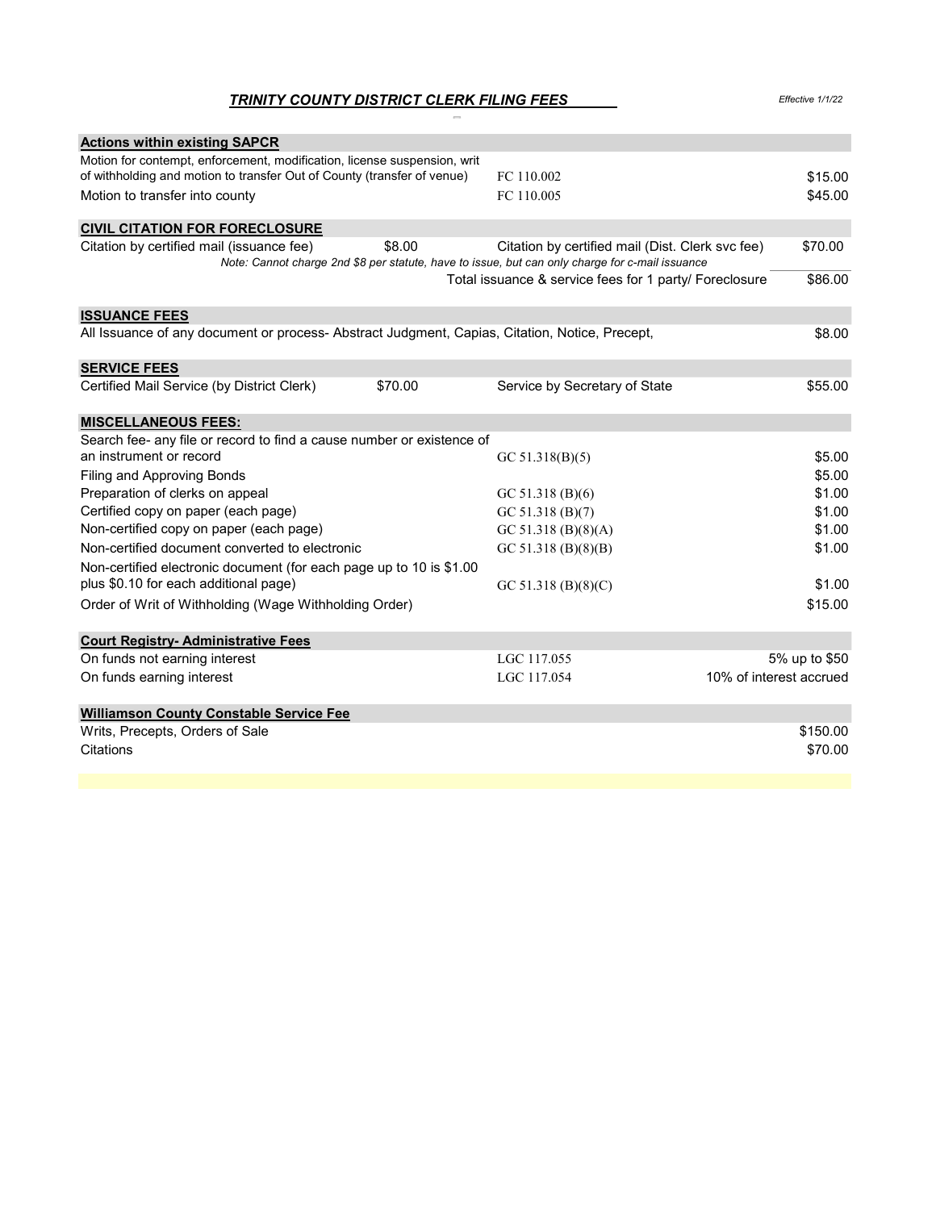## *TRINITY COUNTY DISTRICT CLERK FILING FEES*

*Effective 1/1/22*

| | | | |
|---|---|---|---|
| **Actions within existing SAPCR** | | | |
| Motion for contempt, enforcement, modification, license suspension, writ of withholding and motion to transfer Out of County (transfer of venue) | | FC 110.002 | $15.00 |
| Motion to transfer into county | | FC 110.005 | $45.00 |
| **CIVIL CITATION FOR FORECLOSURE** | | | |
| Citation by certified mail (issuance fee) | $8.00 | Citation by certified mail (Dist. Clerk svc fee) | $70.00 |
| *Note: Cannot charge 2nd $8 per statute, have to issue, but can only charge for c-mail issuance* | | | |
| | | Total issuance & service fees for 1 party/ Foreclosure | $86.00 |
| **ISSUANCE FEES** | | | |
| All Issuance of any document or process- Abstract Judgment, Capias, Citation, Notice, Precept, | | | $8.00 |
| **SERVICE FEES** | | | |
| Certified Mail Service (by District Clerk) | $70.00 | Service by Secretary of State | $55.00 |
| **MISCELLANEOUS FEES:** | | | |
| Search fee- any file or record to find a cause number or existence of an instrument or record | | GC 51.318(B)(5) | $5.00 |
| Filing and Approving Bonds | | | $5.00 |
| Preparation of clerks on appeal | | GC 51.318 (B)(6) | $1.00 |
| Certified copy on paper (each page) | | GC 51.318 (B)(7) | $1.00 |
| Non-certified copy on paper (each page) | | GC 51.318 (B)(8)(A) | $1.00 |
| Non-certified document converted to electronic | | GC 51.318 (B)(8)(B) | $1.00 |
| Non-certified electronic document (for each page up to 10 is $1.00 plus $0.10 for each additional page) | | GC 51.318 (B)(8)(C) | $1.00 |
| Order of Writ of Withholding (Wage Withholding Order) | | | $15.00 |
| **Court Registry- Administrative Fees** | | | |
| On funds not earning interest | | LGC 117.055 | 5% up to $50 |
| On funds earning interest | | LGC 117.054 | 10% of interest accrued |
| **Williamson County Constable Service Fee** | | | |
| Writs, Precepts, Orders of Sale | | | $150.00 |
| Citations | | | $70.00 |